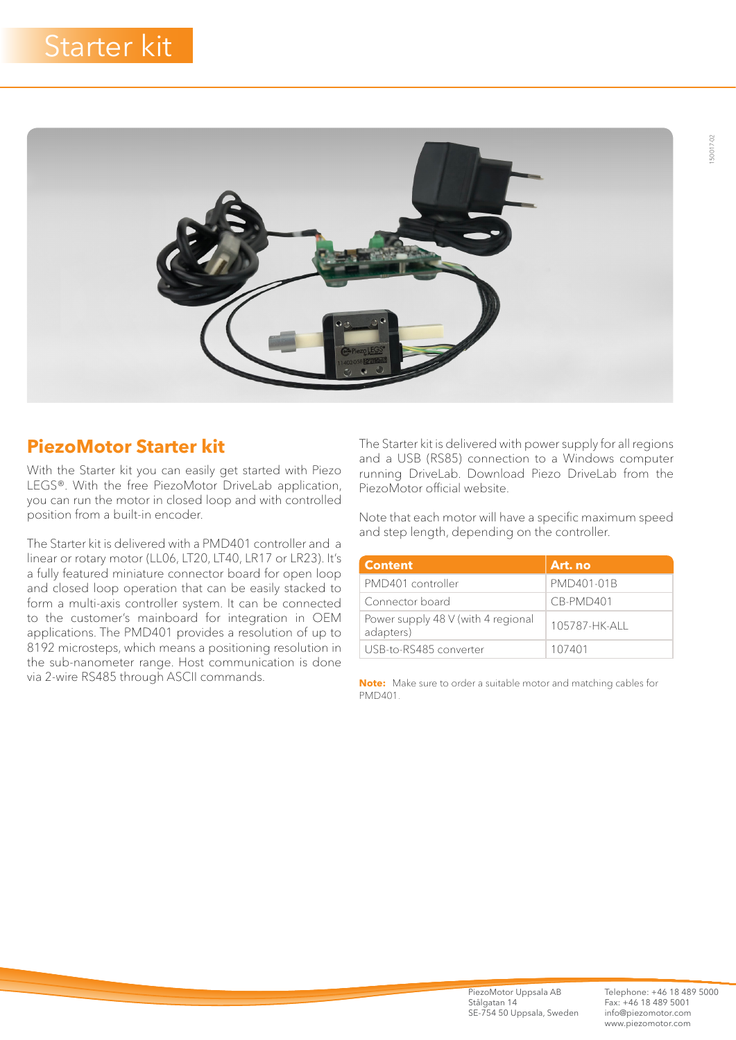# Starter kit

## PiezoMotor Starter kit

With the Starter kit you can easily get started with Piezo LEGS®. With the free PiezoMotor DriveLab application, you can run the motor in closed loop and with controlled position from a built-in encoder.

The Starter kit is delivered with a PMD401 controller and a linear or rotary motor (LL06, LT20, LT40, LR17 or LR23). It's a fully featured miniature connector board for open loop and closed loop operation that can be easily stacked to form a multi-axis controller system. It can be connected to the customer's mainboard for integration in OEM applications. The PMD401 provides a resolution of up to 8192 microsteps, which means a positioning resolution in the sub-nanometer range. Host communication is done via 2-wire RS485 through ASCII commands.

The Starter kit is delivered with power supply for all regions and a USB (RS85) connection to a Windows computer running DriveLab. Download Piezo DriveLab from the PiezoMotor official website.

Note that each motor will have a specific maximum speed and step length, depending on the controller.

| Content | Art. no |
|---|---|
| PMD401 controller | PMD401-01B |
| Connector board | CB-PMD401 |
| Power supply 48 V (with 4 regional adapters) | 105787-HK-ALL |
| USB-to-RS485 converter | 107401 |

**Note:** Make sure to order a suitable motor and matching cables for PMD401.

PiezoMotor Uppsala AB
Stålgatan 14
SE-754 50 Uppsala, Sweden

Telephone: +46 18 489 5000
Fax: +46 18 489 5001
info@piezomotor.com
www.piezomotor.com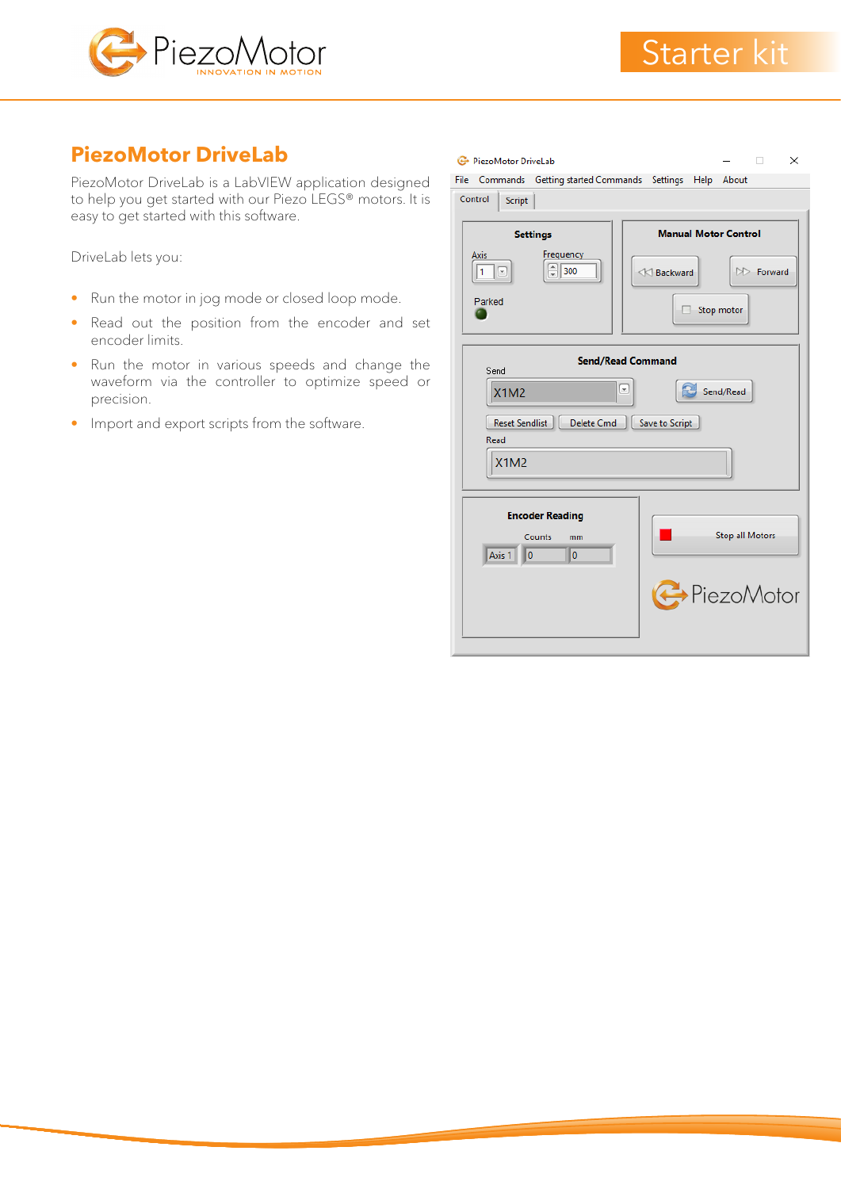## PiezoMotor DriveLab

PiezoMotor DriveLab is a LabVIEW application designed to help you get started with our Piezo LEGS® motors. It is easy to get started with this software.

DriveLab lets you:

- Run the motor in jog mode or closed loop mode.
- Read out the position from the encoder and set encoder limits.
- Run the motor in various speeds and change the waveform via the controller to optimize speed or precision.
- Import and export scripts from the software.